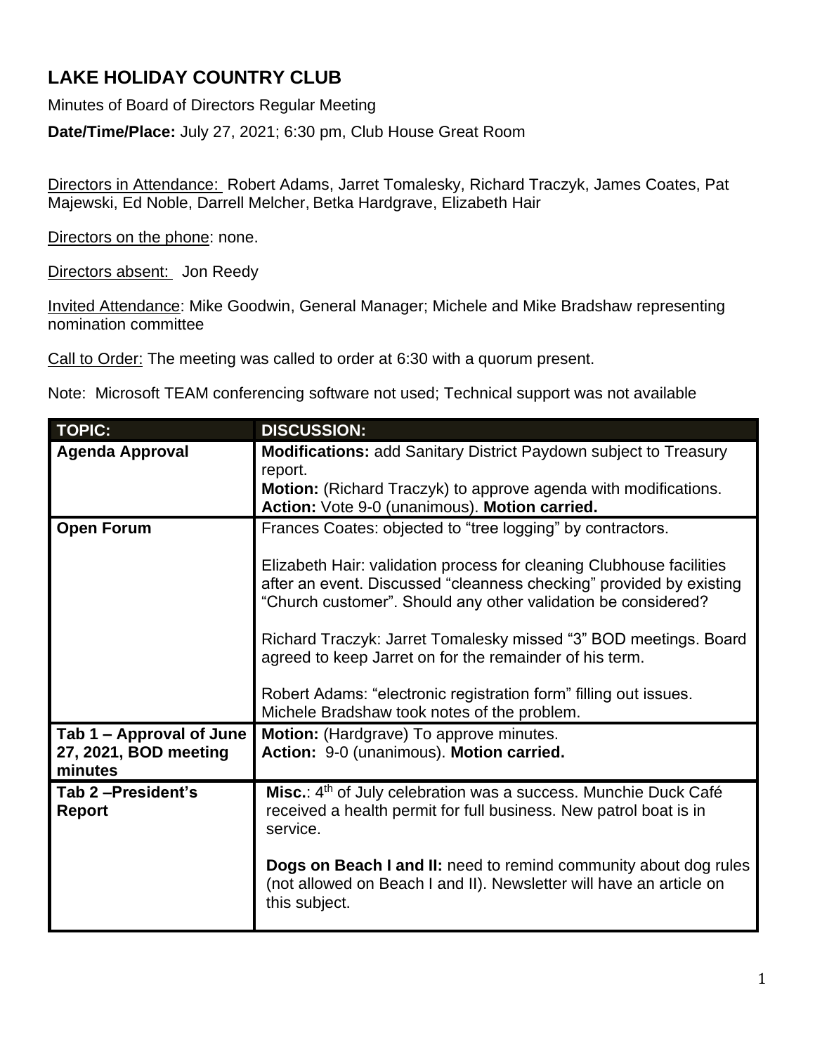# LAKE HOLIDAY COUNTRY CLUB

Minutes of Board of Directors Regular Meeting

**Date/Time/Place:** July 27, 2021; 6:30 pm, Club House Great Room

Directors in Attendance: Robert Adams, Jarret Tomalesky, Richard Traczyk, James Coates, Pat Majewski, Ed Noble, Darrell Melcher, Betka Hardgrave, Elizabeth Hair

Directors on the phone: none.

Directors absent: Jon Reedy

Invited Attendance: Mike Goodwin, General Manager; Michele and Mike Bradshaw representing nomination committee

Call to Order: The meeting was called to order at 6:30 with a quorum present.

Note: Microsoft TEAM conferencing software not used; Technical support was not available

| TOPIC: | DISCUSSION: |
|---|---|
| **Agenda Approval** | **Modifications:** add Sanitary District Paydown subject to Treasury report.<br>**Motion:** (Richard Traczyk) to approve agenda with modifications.<br>**Action:** Vote 9-0 (unanimous). **Motion carried.** |
| **Open Forum** | Frances Coates: objected to "tree logging" by contractors.<br><br>Elizabeth Hair: validation process for cleaning Clubhouse facilities after an event. Discussed "cleanness checking" provided by existing "Church customer". Should any other validation be considered?<br><br>Richard Traczyk: Jarret Tomalesky missed "3" BOD meetings. Board agreed to keep Jarret on for the remainder of his term.<br><br>Robert Adams: "electronic registration form" filling out issues. Michele Bradshaw took notes of the problem. |
| **Tab 1 – Approval of June 27, 2021, BOD meeting minutes** | **Motion:** (Hardgrave) To approve minutes.<br>**Action:** 9-0 (unanimous). **Motion carried.** |
| **Tab 2 –President's Report** | **Misc.**: 4th of July celebration was a success. Munchie Duck Café received a health permit for full business. New patrol boat is in service.<br><br>**Dogs on Beach I and II:** need to remind community about dog rules (not allowed on Beach I and II). Newsletter will have an article on this subject. |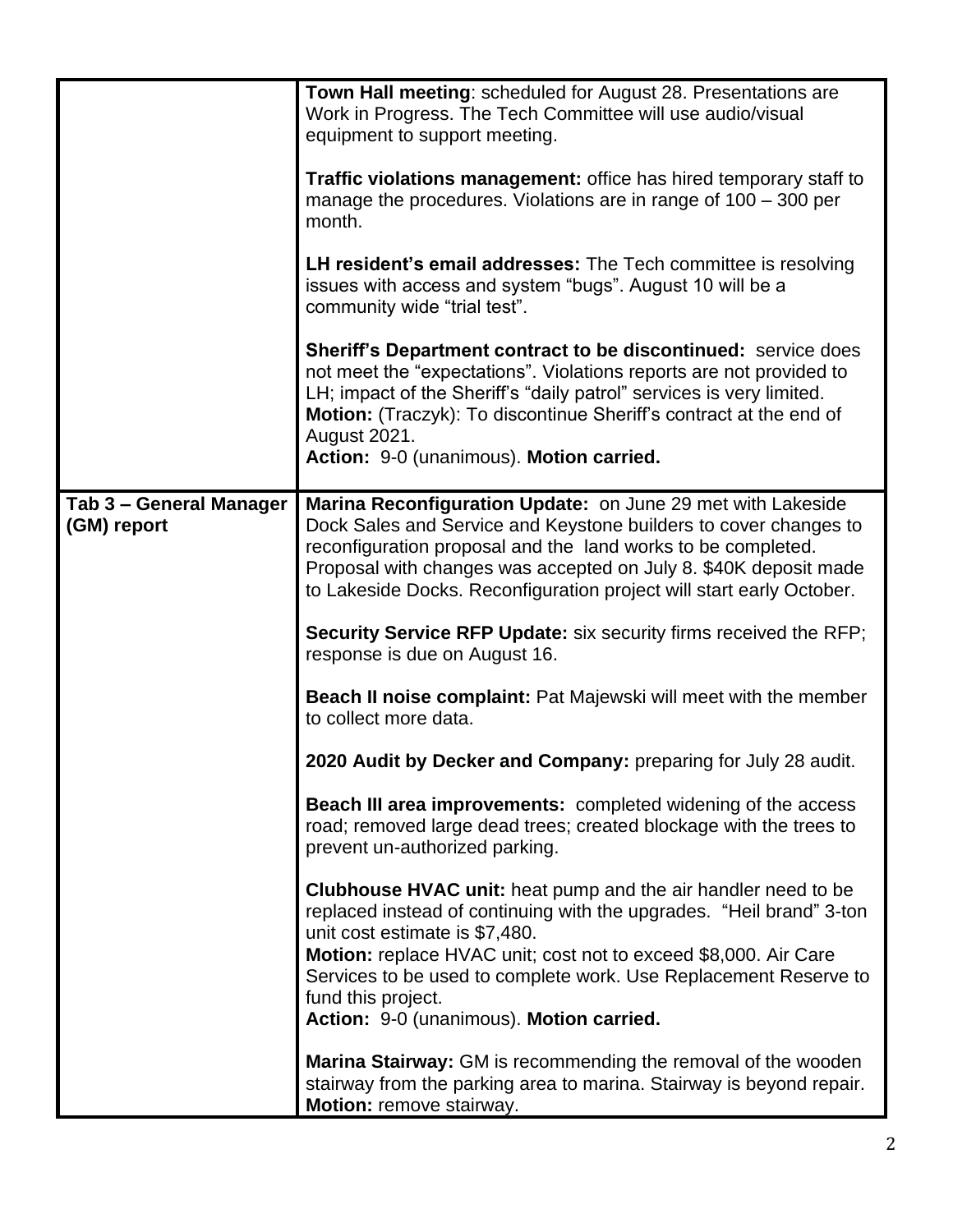| | |
|---|---|
| | **Town Hall meeting**: scheduled for August 28. Presentations are Work in Progress. The Tech Committee will use audio/visual equipment to support meeting.<br><br>**Traffic violations management:** office has hired temporary staff to manage the procedures. Violations are in range of 100 – 300 per month.<br><br>**LH resident's email addresses:** The Tech committee is resolving issues with access and system "bugs". August 10 will be a community wide "trial test".<br><br>**Sheriff's Department contract to be discontinued:** service does not meet the "expectations". Violations reports are not provided to LH; impact of the Sheriff's "daily patrol" services is very limited.<br>**Motion:** (Traczyk): To discontinue Sheriff's contract at the end of August 2021.<br>**Action:** 9-0 (unanimous). **Motion carried.** |
| **Tab 3 – General Manager (GM) report** | **Marina Reconfiguration Update:** on June 29 met with Lakeside Dock Sales and Service and Keystone builders to cover changes to reconfiguration proposal and the land works to be completed. Proposal with changes was accepted on July 8. $40K deposit made to Lakeside Docks. Reconfiguration project will start early October.<br><br>**Security Service RFP Update:** six security firms received the RFP; response is due on August 16.<br><br>**Beach II noise complaint:** Pat Majewski will meet with the member to collect more data.<br><br>**2020 Audit by Decker and Company:** preparing for July 28 audit.<br><br>**Beach III area improvements:** completed widening of the access road; removed large dead trees; created blockage with the trees to prevent un-authorized parking.<br><br>**Clubhouse HVAC unit:** heat pump and the air handler need to be replaced instead of continuing with the upgrades. "Heil brand" 3-ton unit cost estimate is $7,480.<br>**Motion:** replace HVAC unit; cost not to exceed $8,000. Air Care Services to be used to complete work. Use Replacement Reserve to fund this project.<br>**Action:** 9-0 (unanimous). **Motion carried.**<br><br>**Marina Stairway:** GM is recommending the removal of the wooden stairway from the parking area to marina. Stairway is beyond repair.<br>**Motion:** remove stairway. |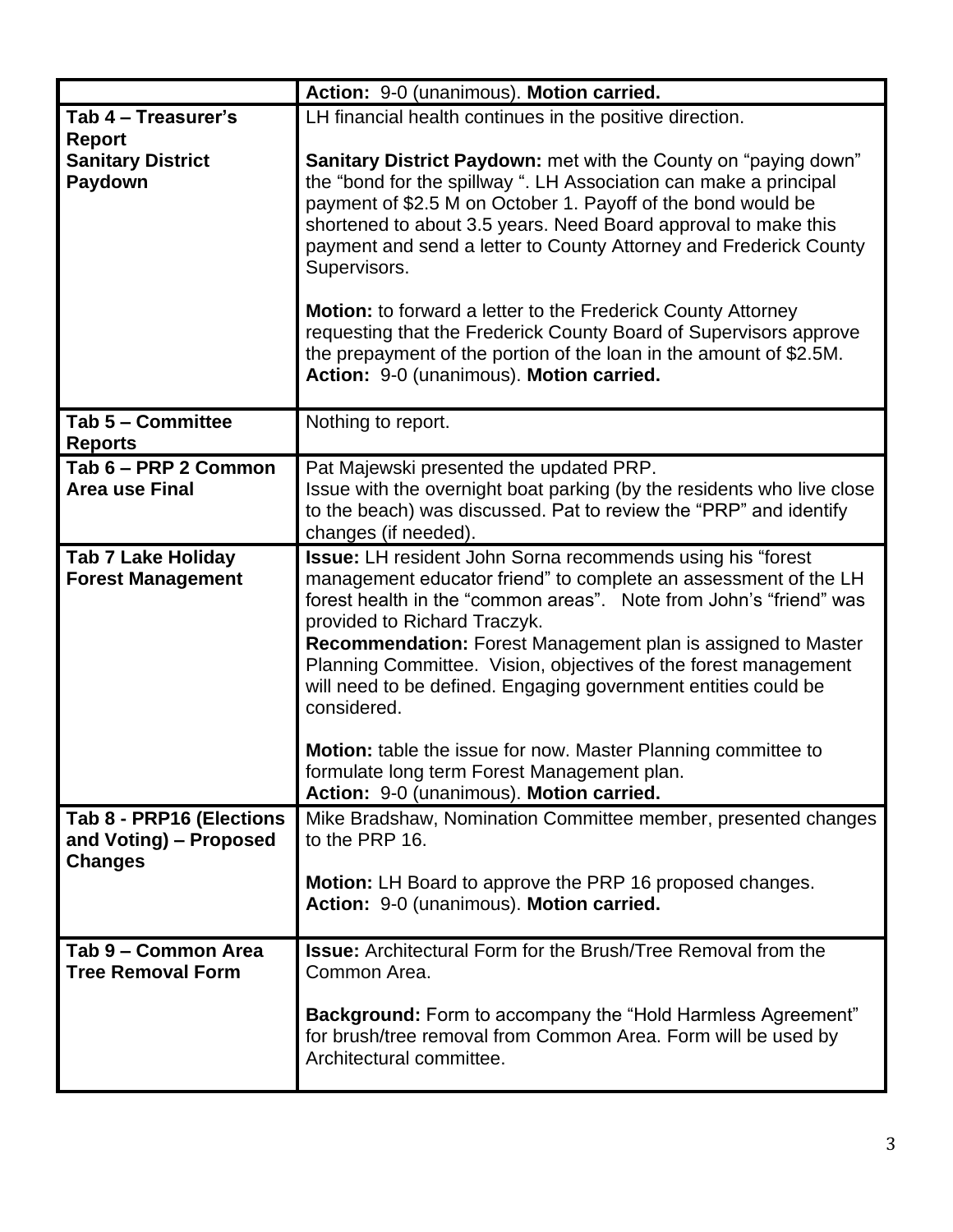| | |
|---|---|
| | **Action:** 9-0 (unanimous). **Motion carried.** |
| **Tab 4 – Treasurer's Report**<br>**Sanitary District Paydown** | LH financial health continues in the positive direction.<br><br>**Sanitary District Paydown:** met with the County on "paying down" the "bond for the spillway ". LH Association can make a principal payment of $2.5 M on October 1. Payoff of the bond would be shortened to about 3.5 years. Need Board approval to make this payment and send a letter to County Attorney and Frederick County Supervisors.<br><br>**Motion:** to forward a letter to the Frederick County Attorney requesting that the Frederick County Board of Supervisors approve the prepayment of the portion of the loan in the amount of $2.5M.<br>**Action:** 9-0 (unanimous). **Motion carried.** |
| **Tab 5 – Committee Reports** | Nothing to report. |
| **Tab 6 – PRP 2 Common Area use Final** | Pat Majewski presented the updated PRP.<br>Issue with the overnight boat parking (by the residents who live close to the beach) was discussed. Pat to review the "PRP" and identify changes (if needed). |
| **Tab 7 Lake Holiday Forest Management** | **Issue:** LH resident John Sorna recommends using his "forest management educator friend" to complete an assessment of the LH forest health in the "common areas". Note from John's "friend" was provided to Richard Traczyk.<br>**Recommendation:** Forest Management plan is assigned to Master Planning Committee. Vision, objectives of the forest management will need to be defined. Engaging government entities could be considered.<br><br>**Motion:** table the issue for now. Master Planning committee to formulate long term Forest Management plan.<br>**Action:** 9-0 (unanimous). **Motion carried.** |
| **Tab 8 - PRP16 (Elections and Voting) – Proposed Changes** | Mike Bradshaw, Nomination Committee member, presented changes to the PRP 16.<br><br>**Motion:** LH Board to approve the PRP 16 proposed changes.<br>**Action:** 9-0 (unanimous). **Motion carried.** |
| **Tab 9 – Common Area Tree Removal Form** | **Issue:** Architectural Form for the Brush/Tree Removal from the Common Area.<br><br>**Background:** Form to accompany the "Hold Harmless Agreement" for brush/tree removal from Common Area. Form will be used by Architectural committee. |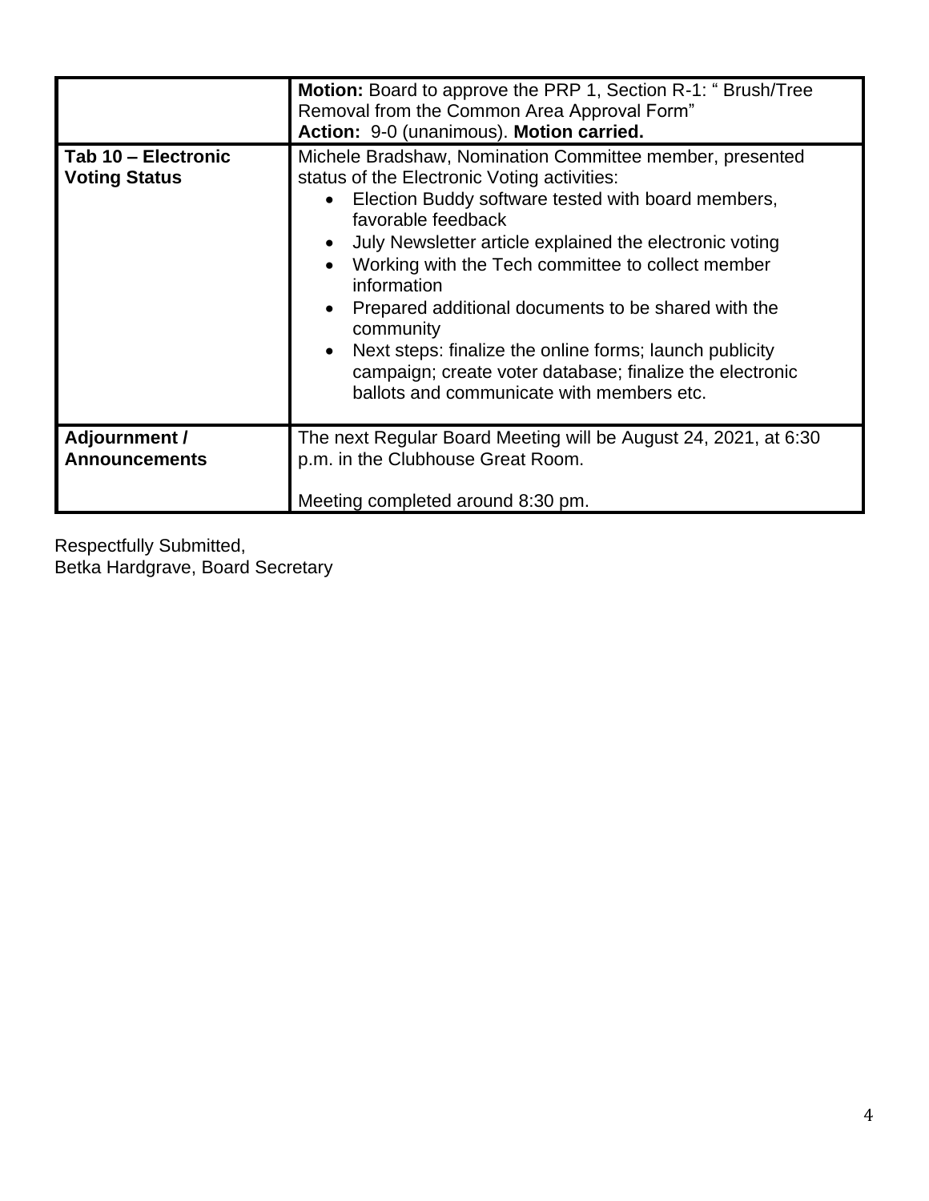| | |
|---|---|
| | **Motion:** Board to approve the PRP 1, Section R-1: " Brush/Tree Removal from the Common Area Approval Form"<br>**Action:** 9-0 (unanimous). **Motion carried.** |
| **Tab 10 – Electronic Voting Status** | Michele Bradshaw, Nomination Committee member, presented status of the Electronic Voting activities:<br>• Election Buddy software tested with board members, favorable feedback<br>• July Newsletter article explained the electronic voting<br>• Working with the Tech committee to collect member information<br>• Prepared additional documents to be shared with the community<br>• Next steps: finalize the online forms; launch publicity campaign; create voter database; finalize the electronic ballots and communicate with members etc. |
| **Adjournment / Announcements** | The next Regular Board Meeting will be August 24, 2021, at 6:30 p.m. in the Clubhouse Great Room.<br><br>Meeting completed around 8:30 pm. |

Respectfully Submitted,
Betka Hardgrave, Board Secretary